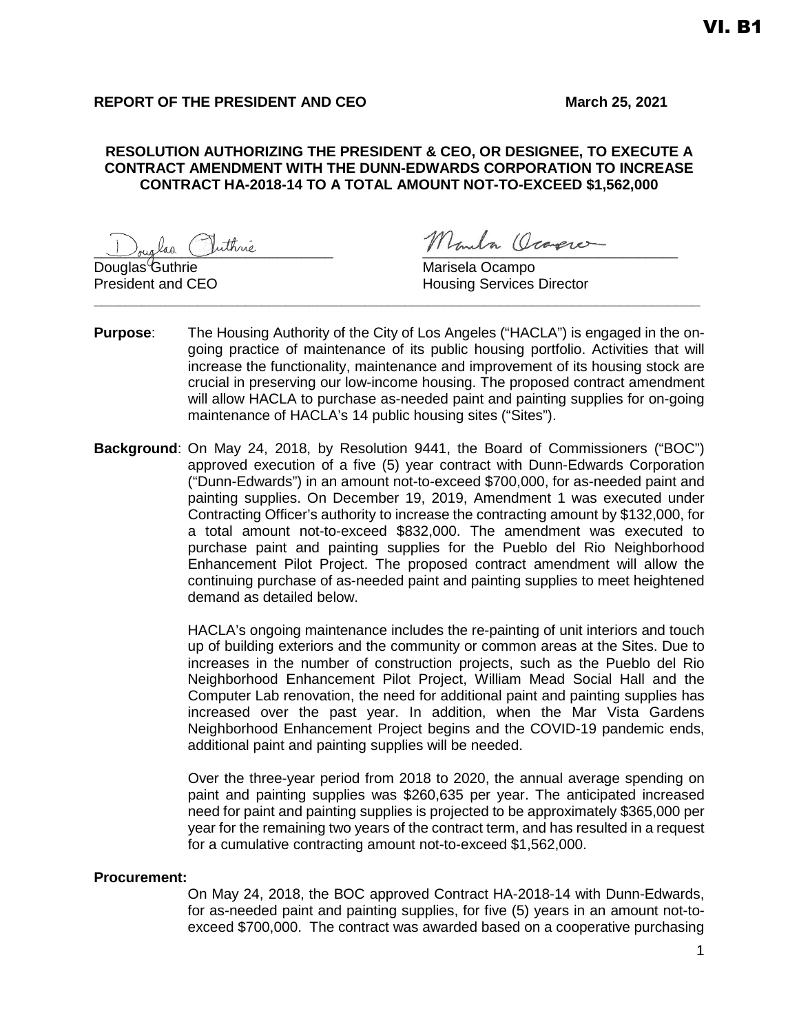VI. B1

**REPORT OF THE PRESIDENT AND CEO** **March 25, 2021**

**RESOLUTION AUTHORIZING THE PRESIDENT & CEO, OR DESIGNEE, TO EXECUTE A CONTRACT AMENDMENT WITH THE DUNN-EDWARDS CORPORATION TO INCREASE CONTRACT HA-2018-14 TO A TOTAL AMOUNT NOT-TO-EXCEED $1,562,000**

Douglas Guthrie
President and CEO

Marisela Ocampo
Housing Services Director

---

**Purpose**: The Housing Authority of the City of Los Angeles ("HACLA") is engaged in the on-going practice of maintenance of its public housing portfolio. Activities that will increase the functionality, maintenance and improvement of its housing stock are crucial in preserving our low-income housing. The proposed contract amendment will allow HACLA to purchase as-needed paint and painting supplies for on-going maintenance of HACLA's 14 public housing sites ("Sites").

**Background**: On May 24, 2018, by Resolution 9441, the Board of Commissioners ("BOC") approved execution of a five (5) year contract with Dunn-Edwards Corporation ("Dunn-Edwards") in an amount not-to-exceed $700,000, for as-needed paint and painting supplies. On December 19, 2019, Amendment 1 was executed under Contracting Officer's authority to increase the contracting amount by $132,000, for a total amount not-to-exceed $832,000. The amendment was executed to purchase paint and painting supplies for the Pueblo del Rio Neighborhood Enhancement Pilot Project. The proposed contract amendment will allow the continuing purchase of as-needed paint and painting supplies to meet heightened demand as detailed below.

HACLA's ongoing maintenance includes the re-painting of unit interiors and touch up of building exteriors and the community or common areas at the Sites. Due to increases in the number of construction projects, such as the Pueblo del Rio Neighborhood Enhancement Pilot Project, William Mead Social Hall and the Computer Lab renovation, the need for additional paint and painting supplies has increased over the past year. In addition, when the Mar Vista Gardens Neighborhood Enhancement Project begins and the COVID-19 pandemic ends, additional paint and painting supplies will be needed.

Over the three-year period from 2018 to 2020, the annual average spending on paint and painting supplies was $260,635 per year. The anticipated increased need for paint and painting supplies is projected to be approximately $365,000 per year for the remaining two years of the contract term, and has resulted in a request for a cumulative contracting amount not-to-exceed $1,562,000.

**Procurement:**

On May 24, 2018, the BOC approved Contract HA-2018-14 with Dunn-Edwards, for as-needed paint and painting supplies, for five (5) years in an amount not-to-exceed $700,000. The contract was awarded based on a cooperative purchasing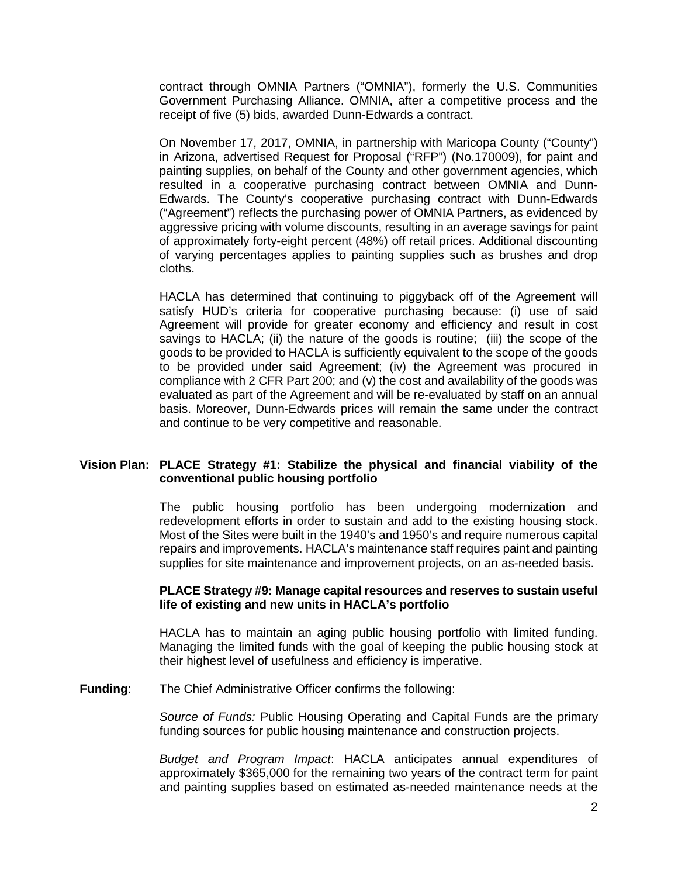contract through OMNIA Partners ("OMNIA"), formerly the U.S. Communities Government Purchasing Alliance. OMNIA, after a competitive process and the receipt of five (5) bids, awarded Dunn-Edwards a contract.

On November 17, 2017, OMNIA, in partnership with Maricopa County ("County") in Arizona, advertised Request for Proposal ("RFP") (No.170009), for paint and painting supplies, on behalf of the County and other government agencies, which resulted in a cooperative purchasing contract between OMNIA and Dunn-Edwards. The County's cooperative purchasing contract with Dunn-Edwards ("Agreement") reflects the purchasing power of OMNIA Partners, as evidenced by aggressive pricing with volume discounts, resulting in an average savings for paint of approximately forty-eight percent (48%) off retail prices. Additional discounting of varying percentages applies to painting supplies such as brushes and drop cloths.

HACLA has determined that continuing to piggyback off of the Agreement will satisfy HUD's criteria for cooperative purchasing because: (i) use of said Agreement will provide for greater economy and efficiency and result in cost savings to HACLA; (ii) the nature of the goods is routine; (iii) the scope of the goods to be provided to HACLA is sufficiently equivalent to the scope of the goods to be provided under said Agreement; (iv) the Agreement was procured in compliance with 2 CFR Part 200; and (v) the cost and availability of the goods was evaluated as part of the Agreement and will be re-evaluated by staff on an annual basis. Moreover, Dunn-Edwards prices will remain the same under the contract and continue to be very competitive and reasonable.

**Vision Plan: PLACE Strategy #1: Stabilize the physical and financial viability of the conventional public housing portfolio**

The public housing portfolio has been undergoing modernization and redevelopment efforts in order to sustain and add to the existing housing stock. Most of the Sites were built in the 1940's and 1950's and require numerous capital repairs and improvements. HACLA's maintenance staff requires paint and painting supplies for site maintenance and improvement projects, on an as-needed basis.

**PLACE Strategy #9: Manage capital resources and reserves to sustain useful life of existing and new units in HACLA's portfolio**

HACLA has to maintain an aging public housing portfolio with limited funding. Managing the limited funds with the goal of keeping the public housing stock at their highest level of usefulness and efficiency is imperative.

**Funding**: The Chief Administrative Officer confirms the following:

*Source of Funds:* Public Housing Operating and Capital Funds are the primary funding sources for public housing maintenance and construction projects.

*Budget and Program Impact*: HACLA anticipates annual expenditures of approximately $365,000 for the remaining two years of the contract term for paint and painting supplies based on estimated as-needed maintenance needs at the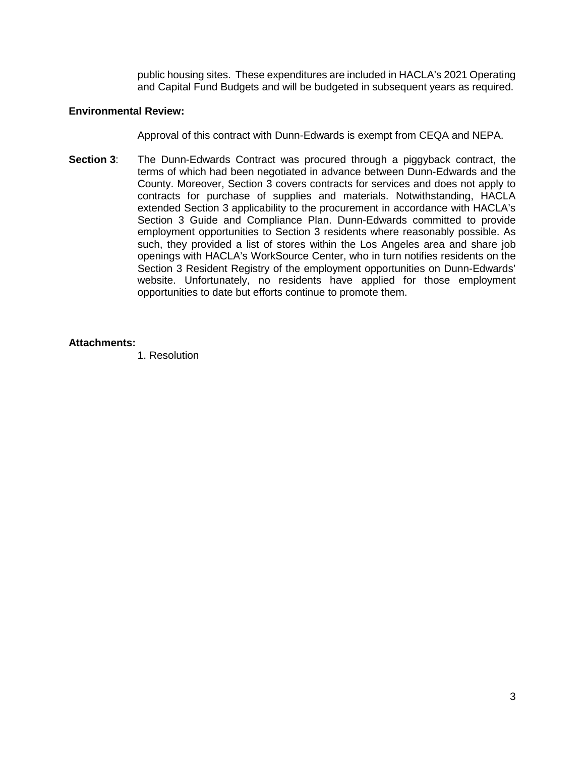public housing sites. These expenditures are included in HACLA's 2021 Operating and Capital Fund Budgets and will be budgeted in subsequent years as required.

**Environmental Review:**

Approval of this contract with Dunn-Edwards is exempt from CEQA and NEPA.

**Section 3**: The Dunn-Edwards Contract was procured through a piggyback contract, the terms of which had been negotiated in advance between Dunn-Edwards and the County. Moreover, Section 3 covers contracts for services and does not apply to contracts for purchase of supplies and materials. Notwithstanding, HACLA extended Section 3 applicability to the procurement in accordance with HACLA's Section 3 Guide and Compliance Plan. Dunn-Edwards committed to provide employment opportunities to Section 3 residents where reasonably possible. As such, they provided a list of stores within the Los Angeles area and share job openings with HACLA's WorkSource Center, who in turn notifies residents on the Section 3 Resident Registry of the employment opportunities on Dunn-Edwards' website. Unfortunately, no residents have applied for those employment opportunities to date but efforts continue to promote them.

**Attachments:**

1. Resolution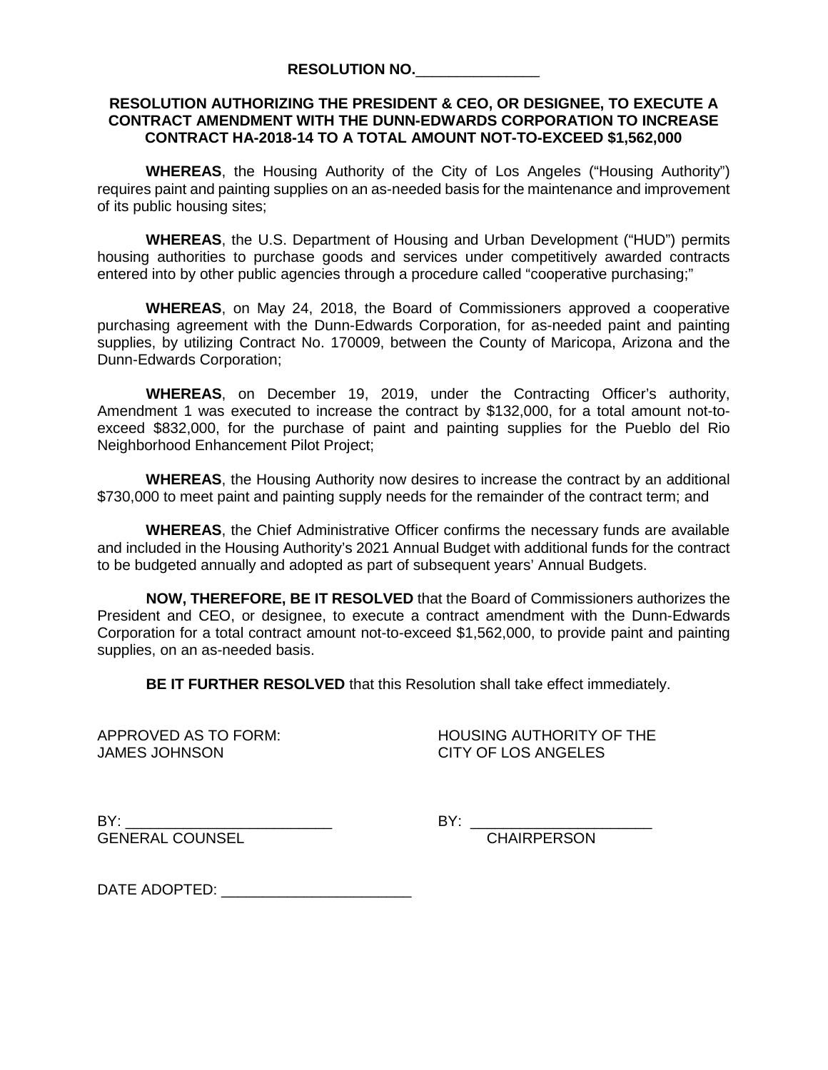**RESOLUTION NO.\_\_\_\_\_\_\_\_\_\_\_\_\_\_\_**

**RESOLUTION AUTHORIZING THE PRESIDENT & CEO, OR DESIGNEE, TO EXECUTE A CONTRACT AMENDMENT WITH THE DUNN-EDWARDS CORPORATION TO INCREASE CONTRACT HA-2018-14 TO A TOTAL AMOUNT NOT-TO-EXCEED $1,562,000**

**WHEREAS**, the Housing Authority of the City of Los Angeles ("Housing Authority") requires paint and painting supplies on an as-needed basis for the maintenance and improvement of its public housing sites;

**WHEREAS**, the U.S. Department of Housing and Urban Development ("HUD") permits housing authorities to purchase goods and services under competitively awarded contracts entered into by other public agencies through a procedure called "cooperative purchasing;"

**WHEREAS**, on May 24, 2018, the Board of Commissioners approved a cooperative purchasing agreement with the Dunn-Edwards Corporation, for as-needed paint and painting supplies, by utilizing Contract No. 170009, between the County of Maricopa, Arizona and the Dunn-Edwards Corporation;

**WHEREAS**, on December 19, 2019, under the Contracting Officer's authority, Amendment 1 was executed to increase the contract by $132,000, for a total amount not-to-exceed $832,000, for the purchase of paint and painting supplies for the Pueblo del Rio Neighborhood Enhancement Pilot Project;

**WHEREAS**, the Housing Authority now desires to increase the contract by an additional $730,000 to meet paint and painting supply needs for the remainder of the contract term; and

**WHEREAS**, the Chief Administrative Officer confirms the necessary funds are available and included in the Housing Authority's 2021 Annual Budget with additional funds for the contract to be budgeted annually and adopted as part of subsequent years' Annual Budgets.

**NOW, THEREFORE, BE IT RESOLVED** that the Board of Commissioners authorizes the President and CEO, or designee, to execute a contract amendment with the Dunn-Edwards Corporation for a total contract amount not-to-exceed $1,562,000, to provide paint and painting supplies, on an as-needed basis.

**BE IT FURTHER RESOLVED** that this Resolution shall take effect immediately.

APPROVED AS TO FORM:
JAMES JOHNSON

BY: \_\_\_\_\_\_\_\_\_\_\_\_\_\_\_\_\_\_\_\_\_\_\_\_\_
GENERAL COUNSEL

HOUSING AUTHORITY OF THE
CITY OF LOS ANGELES

BY: \_\_\_\_\_\_\_\_\_\_\_\_\_\_\_\_\_\_\_\_\_\_
CHAIRPERSON

DATE ADOPTED: \_\_\_\_\_\_\_\_\_\_\_\_\_\_\_\_\_\_\_\_\_\_\_